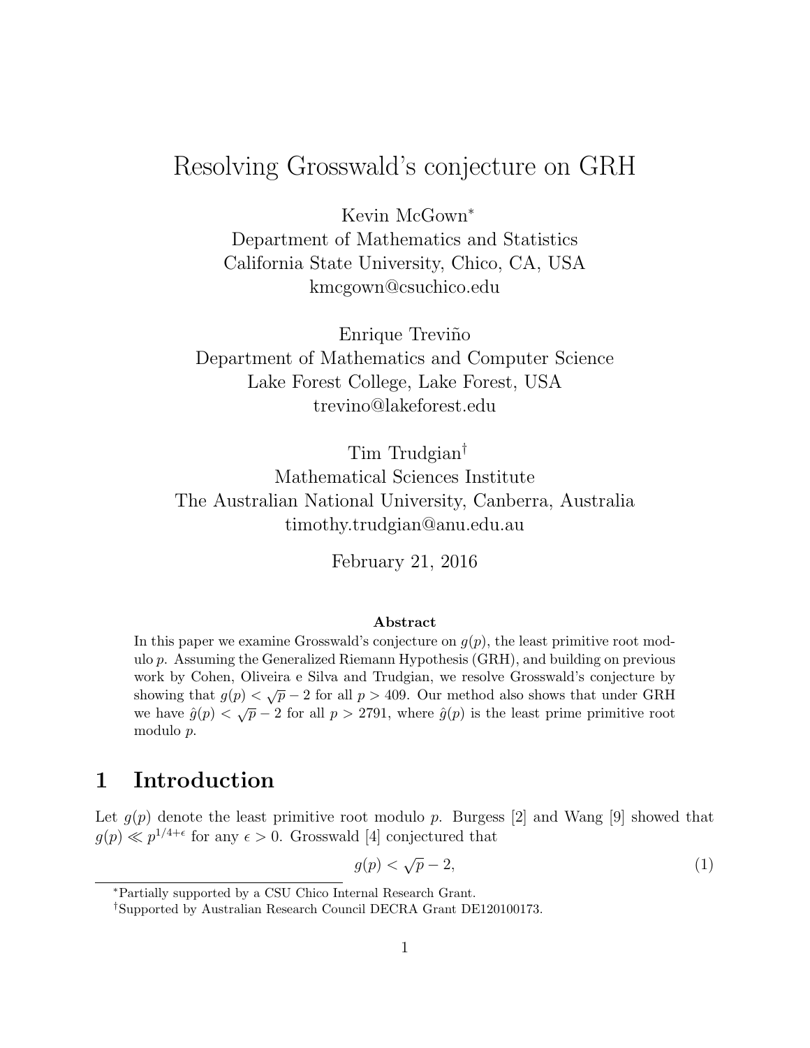# Resolving Grosswald's conjecture on GRH

Kevin McGown*
Department of Mathematics and Statistics
California State University, Chico, CA, USA
kmcgown@csuchico.edu

Enrique Treviño
Department of Mathematics and Computer Science
Lake Forest College, Lake Forest, USA
trevino@lakeforest.edu

Tim Trudgian†
Mathematical Sciences Institute
The Australian National University, Canberra, Australia
timothy.trudgian@anu.edu.au

February 21, 2016

**Abstract**

In this paper we examine Grosswald's conjecture on $g(p)$, the least primitive root modulo $p$. Assuming the Generalized Riemann Hypothesis (GRH), and building on previous work by Cohen, Oliveira e Silva and Trudgian, we resolve Grosswald's conjecture by showing that $g(p) < \sqrt{p} - 2$ for all $p > 409$. Our method also shows that under GRH we have $\hat{g}(p) < \sqrt{p} - 2$ for all $p > 2791$, where $\hat{g}(p)$ is the least prime primitive root modulo $p$.

## 1 Introduction

Let $g(p)$ denote the least primitive root modulo $p$. Burgess [2] and Wang [9] showed that $g(p) \ll p^{1/4+\epsilon}$ for any $\epsilon > 0$. Grosswald [4] conjectured that

$$g(p) < \sqrt{p} - 2, \tag{1}$$

*Partially supported by a CSU Chico Internal Research Grant.

†Supported by Australian Research Council DECRA Grant DE120100173.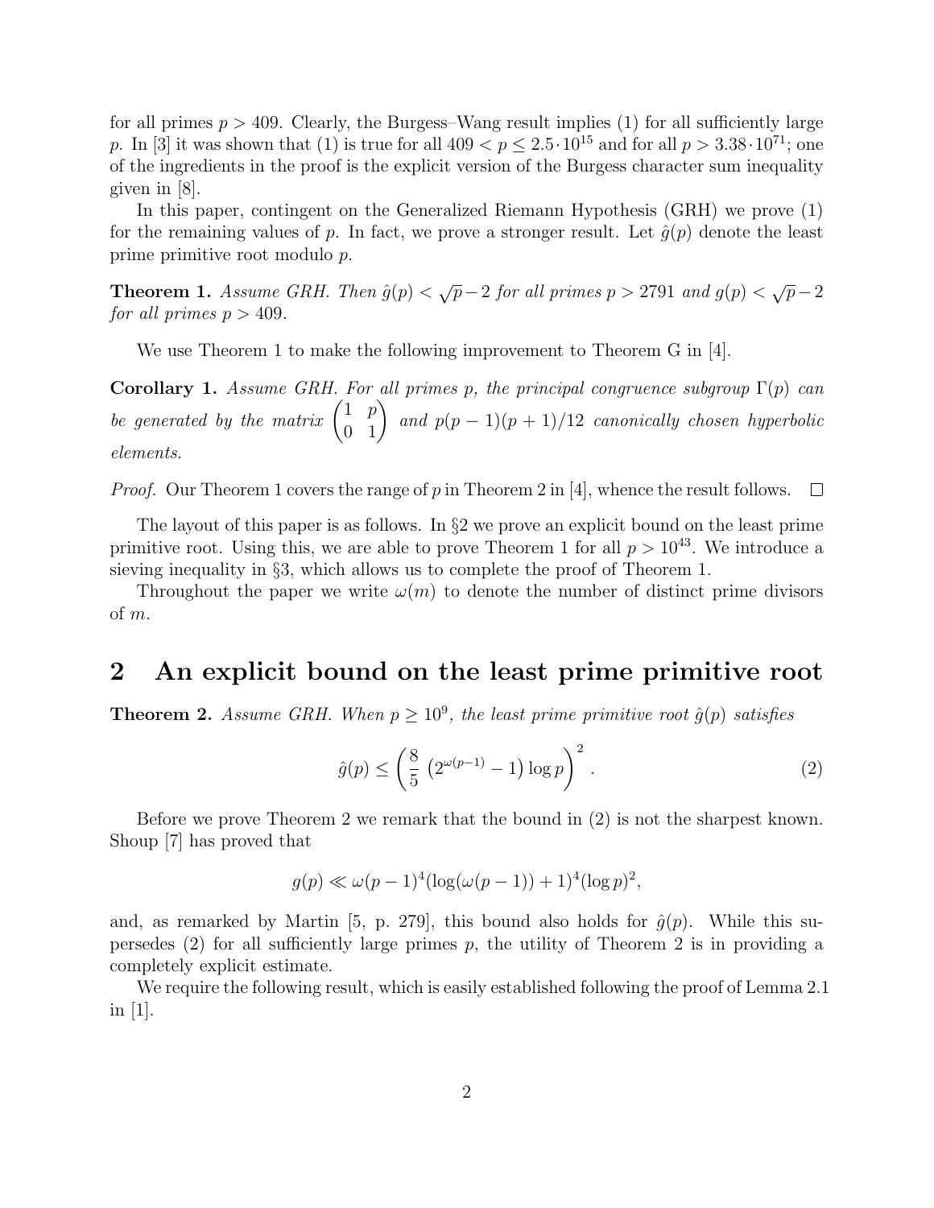for all primes $p > 409$. Clearly, the Burgess–Wang result implies (1) for all sufficiently large $p$. In [3] it was shown that (1) is true for all $409 < p \leq 2.5 \cdot 10^{15}$ and for all $p > 3.38 \cdot 10^{71}$; one of the ingredients in the proof is the explicit version of the Burgess character sum inequality given in [8].

In this paper, contingent on the Generalized Riemann Hypothesis (GRH) we prove (1) for the remaining values of $p$. In fact, we prove a stronger result. Let $\hat{g}(p)$ denote the least prime primitive root modulo $p$.

**Theorem 1.** *Assume GRH. Then $\hat{g}(p) < \sqrt{p} - 2$ for all primes $p > 2791$ and $g(p) < \sqrt{p} - 2$ for all primes $p > 409$.*

We use Theorem 1 to make the following improvement to Theorem G in [4].

**Corollary 1.** *Assume GRH. For all primes $p$, the principal congruence subgroup $\Gamma(p)$ can be generated by the matrix $\begin{pmatrix} 1 & p \\ 0 & 1 \end{pmatrix}$ and $p(p-1)(p+1)/12$ canonically chosen hyperbolic elements.*

*Proof.* Our Theorem 1 covers the range of $p$ in Theorem 2 in [4], whence the result follows. □

The layout of this paper is as follows. In §2 we prove an explicit bound on the least prime primitive root. Using this, we are able to prove Theorem 1 for all $p > 10^{43}$. We introduce a sieving inequality in §3, which allows us to complete the proof of Theorem 1.

Throughout the paper we write $\omega(m)$ to denote the number of distinct prime divisors of $m$.

## 2 An explicit bound on the least prime primitive root

**Theorem 2.** *Assume GRH. When $p \geq 10^9$, the least prime primitive root $\hat{g}(p)$ satisfies*

$$\hat{g}(p) \leq \left( \frac{8}{5} \left( 2^{\omega(p-1)} - 1 \right) \log p \right)^2. \tag{2}$$

Before we prove Theorem 2 we remark that the bound in (2) is not the sharpest known. Shoup [7] has proved that

$$g(p) \ll \omega(p-1)^4 (\log(\omega(p-1)) + 1)^4 (\log p)^2,$$

and, as remarked by Martin [5, p. 279], this bound also holds for $\hat{g}(p)$. While this supersedes (2) for all sufficiently large primes $p$, the utility of Theorem 2 is in providing a completely explicit estimate.

We require the following result, which is easily established following the proof of Lemma 2.1 in [1].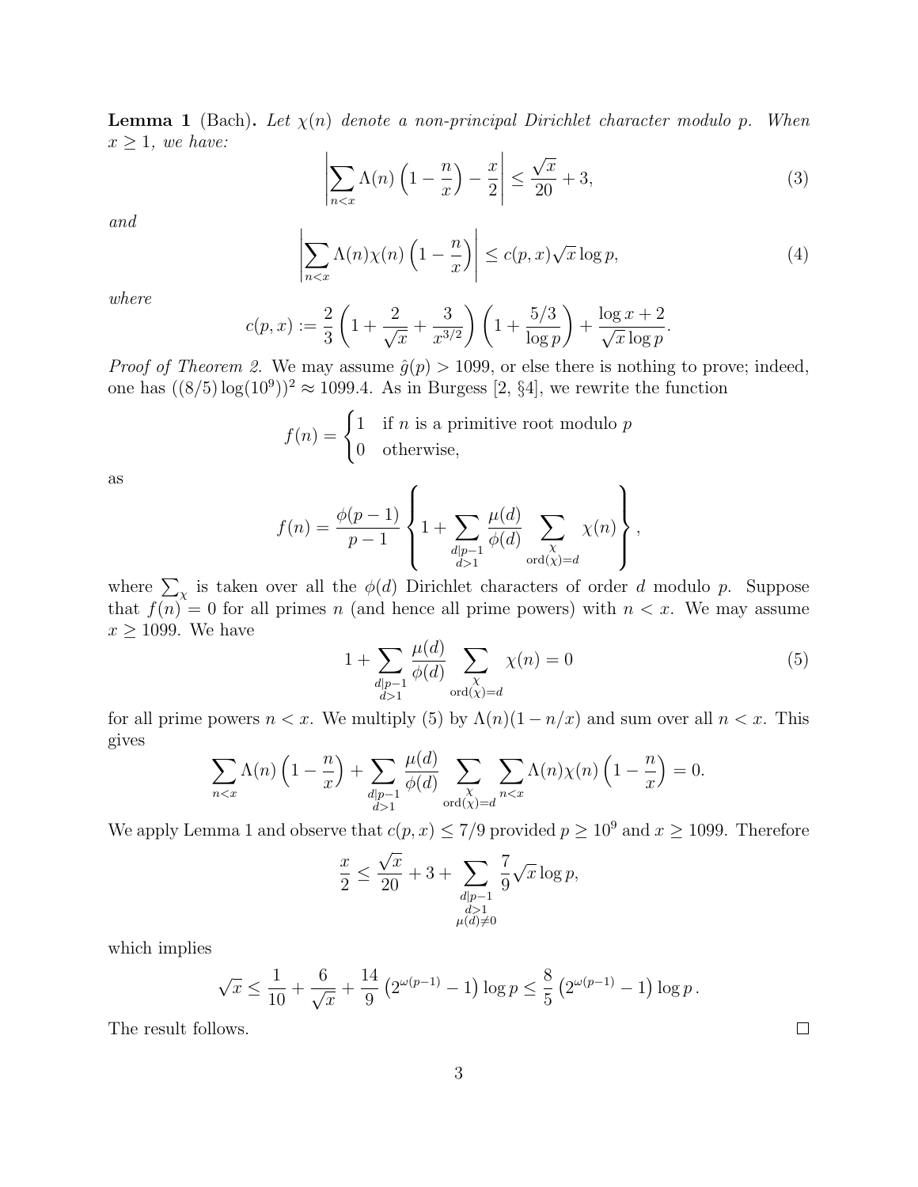**Lemma 1** (Bach)**.** *Let $\chi(n)$ denote a non-principal Dirichlet character modulo $p$. When $x \geq 1$, we have:*

$$\left| \sum_{n<x} \Lambda(n) \left(1 - \frac{n}{x}\right) - \frac{x}{2} \right| \leq \frac{\sqrt{x}}{20} + 3, \tag{3}$$

*and*

$$\left| \sum_{n<x} \Lambda(n)\chi(n) \left(1 - \frac{n}{x}\right) \right| \leq c(p,x)\sqrt{x}\log p, \tag{4}$$

*where*

$$c(p,x) := \frac{2}{3}\left(1 + \frac{2}{\sqrt{x}} + \frac{3}{x^{3/2}}\right)\left(1 + \frac{5/3}{\log p}\right) + \frac{\log x + 2}{\sqrt{x}\log p}.$$

*Proof of Theorem 2.* We may assume $\hat{g}(p) > 1099$, or else there is nothing to prove; indeed, one has $((8/5)\log(10^9))^2 \approx 1099.4$. As in Burgess [2, §4], we rewrite the function

$$f(n) = \begin{cases} 1 & \text{if } n \text{ is a primitive root modulo } p \\ 0 & \text{otherwise,} \end{cases}$$

as

$$f(n) = \frac{\phi(p-1)}{p-1}\left\{ 1 + \sum_{\substack{d \mid p-1 \\ d>1}} \frac{\mu(d)}{\phi(d)} \sum_{\substack{\chi \\ \operatorname{ord}(\chi)=d}} \chi(n) \right\},$$

where $\sum_\chi$ is taken over all the $\phi(d)$ Dirichlet characters of order $d$ modulo $p$. Suppose that $f(n) = 0$ for all primes $n$ (and hence all prime powers) with $n < x$. We may assume $x \geq 1099$. We have

$$1 + \sum_{\substack{d \mid p-1 \\ d>1}} \frac{\mu(d)}{\phi(d)} \sum_{\substack{\chi \\ \operatorname{ord}(\chi)=d}} \chi(n) = 0 \tag{5}$$

for all prime powers $n < x$. We multiply (5) by $\Lambda(n)(1 - n/x)$ and sum over all $n < x$. This gives

$$\sum_{n<x} \Lambda(n)\left(1 - \frac{n}{x}\right) + \sum_{\substack{d \mid p-1 \\ d>1}} \frac{\mu(d)}{\phi(d)} \sum_{\substack{\chi \\ \operatorname{ord}(\chi)=d}} \sum_{n<x} \Lambda(n)\chi(n)\left(1 - \frac{n}{x}\right) = 0.$$

We apply Lemma 1 and observe that $c(p,x) \leq 7/9$ provided $p \geq 10^9$ and $x \geq 1099$. Therefore

$$\frac{x}{2} \leq \frac{\sqrt{x}}{20} + 3 + \sum_{\substack{d \mid p-1 \\ d>1 \\ \mu(d) \neq 0}} \frac{7}{9}\sqrt{x}\log p,$$

which implies

$$\sqrt{x} \leq \frac{1}{10} + \frac{6}{\sqrt{x}} + \frac{14}{9}\left(2^{\omega(p-1)} - 1\right)\log p \leq \frac{8}{5}\left(2^{\omega(p-1)} - 1\right)\log p\,.$$

The result follows. □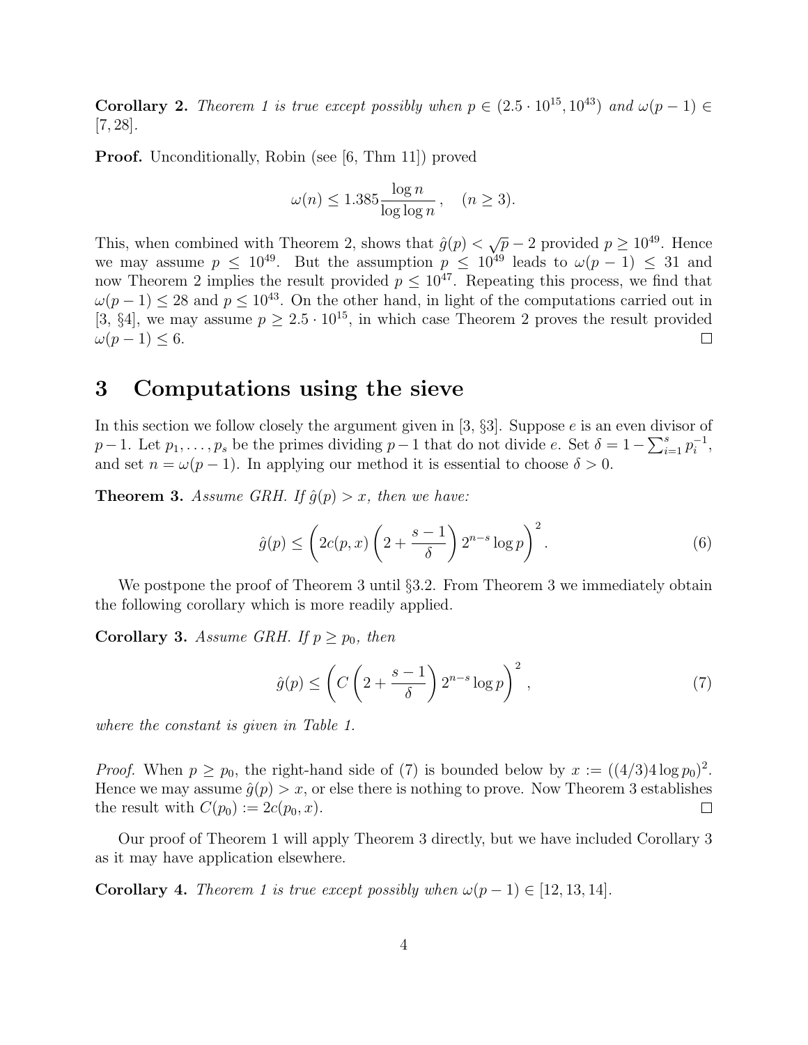**Corollary 2.** *Theorem 1 is true except possibly when $p \in (2.5 \cdot 10^{15}, 10^{43})$ and $\omega(p-1) \in [7, 28]$.*

**Proof.** Unconditionally, Robin (see [6, Thm 11]) proved

$$\omega(n) \leq 1.385 \frac{\log n}{\log \log n}, \quad (n \geq 3).$$

This, when combined with Theorem 2, shows that $\hat{g}(p) < \sqrt{p} - 2$ provided $p \geq 10^{49}$. Hence we may assume $p \leq 10^{49}$. But the assumption $p \leq 10^{49}$ leads to $\omega(p-1) \leq 31$ and now Theorem 2 implies the result provided $p \leq 10^{47}$. Repeating this process, we find that $\omega(p-1) \leq 28$ and $p \leq 10^{43}$. On the other hand, in light of the computations carried out in [3, §4], we may assume $p \geq 2.5 \cdot 10^{15}$, in which case Theorem 2 proves the result provided $\omega(p-1) \leq 6$. □

# 3 Computations using the sieve

In this section we follow closely the argument given in [3, §3]. Suppose $e$ is an even divisor of $p-1$. Let $p_1, \ldots, p_s$ be the primes dividing $p-1$ that do not divide $e$. Set $\delta = 1 - \sum_{i=1}^{s} p_i^{-1}$, and set $n = \omega(p-1)$. In applying our method it is essential to choose $\delta > 0$.

**Theorem 3.** *Assume GRH. If $\hat{g}(p) > x$, then we have:*

$$\hat{g}(p) \leq \left( 2c(p,x) \left( 2 + \frac{s-1}{\delta} \right) 2^{n-s} \log p \right)^2. \tag{6}$$

We postpone the proof of Theorem 3 until §3.2. From Theorem 3 we immediately obtain the following corollary which is more readily applied.

**Corollary 3.** *Assume GRH. If $p \geq p_0$, then*

$$\hat{g}(p) \leq \left( C \left( 2 + \frac{s-1}{\delta} \right) 2^{n-s} \log p \right)^2, \tag{7}$$

*where the constant is given in Table 1.*

*Proof.* When $p \geq p_0$, the right-hand side of (7) is bounded below by $x := ((4/3) 4 \log p_0)^2$. Hence we may assume $\hat{g}(p) > x$, or else there is nothing to prove. Now Theorem 3 establishes the result with $C(p_0) := 2c(p_0, x)$. □

Our proof of Theorem 1 will apply Theorem 3 directly, but we have included Corollary 3 as it may have application elsewhere.

**Corollary 4.** *Theorem 1 is true except possibly when $\omega(p-1) \in [12, 13, 14]$.*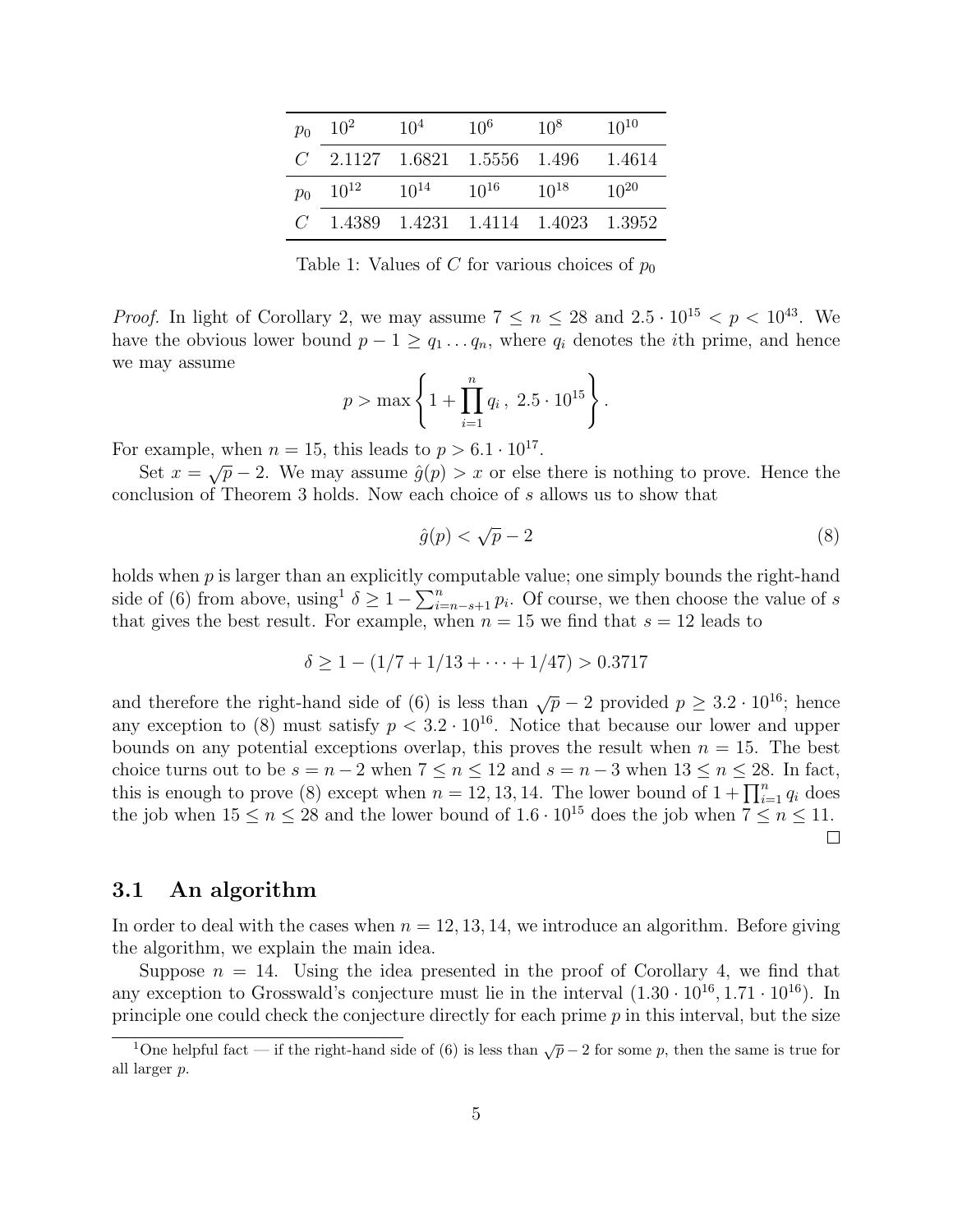| $p_0$ | $10^2$ | $10^4$ | $10^6$ | $10^8$ | $10^{10}$ |
|---|---|---|---|---|---|
| $C$ | 2.1127 | 1.6821 | 1.5556 | 1.496 | 1.4614 |
| $p_0$ | $10^{12}$ | $10^{14}$ | $10^{16}$ | $10^{18}$ | $10^{20}$ |
| $C$ | 1.4389 | 1.4231 | 1.4114 | 1.4023 | 1.3952 |

Table 1: Values of $C$ for various choices of $p_0$

*Proof.* In light of Corollary 2, we may assume $7 \leq n \leq 28$ and $2.5 \cdot 10^{15} < p < 10^{43}$. We have the obvious lower bound $p - 1 \geq q_1 \ldots q_n$, where $q_i$ denotes the $i$th prime, and hence we may assume

$$p > \max\left\{1 + \prod_{i=1}^{n} q_i\,,\ 2.5 \cdot 10^{15}\right\}.$$

For example, when $n = 15$, this leads to $p > 6.1 \cdot 10^{17}$.

Set $x = \sqrt{p} - 2$. We may assume $\hat{g}(p) > x$ or else there is nothing to prove. Hence the conclusion of Theorem 3 holds. Now each choice of $s$ allows us to show that

$$\hat{g}(p) < \sqrt{p} - 2 \tag{8}$$

holds when $p$ is larger than an explicitly computable value; one simply bounds the right-hand side of (6) from above, using[1] $\delta \geq 1 - \sum_{i=n-s+1}^{n} p_i$. Of course, we then choose the value of $s$ that gives the best result. For example, when $n = 15$ we find that $s = 12$ leads to

$$\delta \geq 1 - (1/7 + 1/13 + \cdots + 1/47) > 0.3717$$

and therefore the right-hand side of (6) is less than $\sqrt{p} - 2$ provided $p \geq 3.2 \cdot 10^{16}$; hence any exception to (8) must satisfy $p < 3.2 \cdot 10^{16}$. Notice that because our lower and upper bounds on any potential exceptions overlap, this proves the result when $n = 15$. The best choice turns out to be $s = n - 2$ when $7 \leq n \leq 12$ and $s = n - 3$ when $13 \leq n \leq 28$. In fact, this is enough to prove (8) except when $n = 12, 13, 14$. The lower bound of $1 + \prod_{i=1}^{n} q_i$ does the job when $15 \leq n \leq 28$ and the lower bound of $1.6 \cdot 10^{15}$ does the job when $7 \leq n \leq 11$. □

### 3.1 An algorithm

In order to deal with the cases when $n = 12, 13, 14$, we introduce an algorithm. Before giving the algorithm, we explain the main idea.

Suppose $n = 14$. Using the idea presented in the proof of Corollary 4, we find that any exception to Grosswald's conjecture must lie in the interval $(1.30 \cdot 10^{16}, 1.71 \cdot 10^{16})$. In principle one could check the conjecture directly for each prime $p$ in this interval, but the size

[1] One helpful fact — if the right-hand side of (6) is less than $\sqrt{p} - 2$ for some $p$, then the same is true for all larger $p$.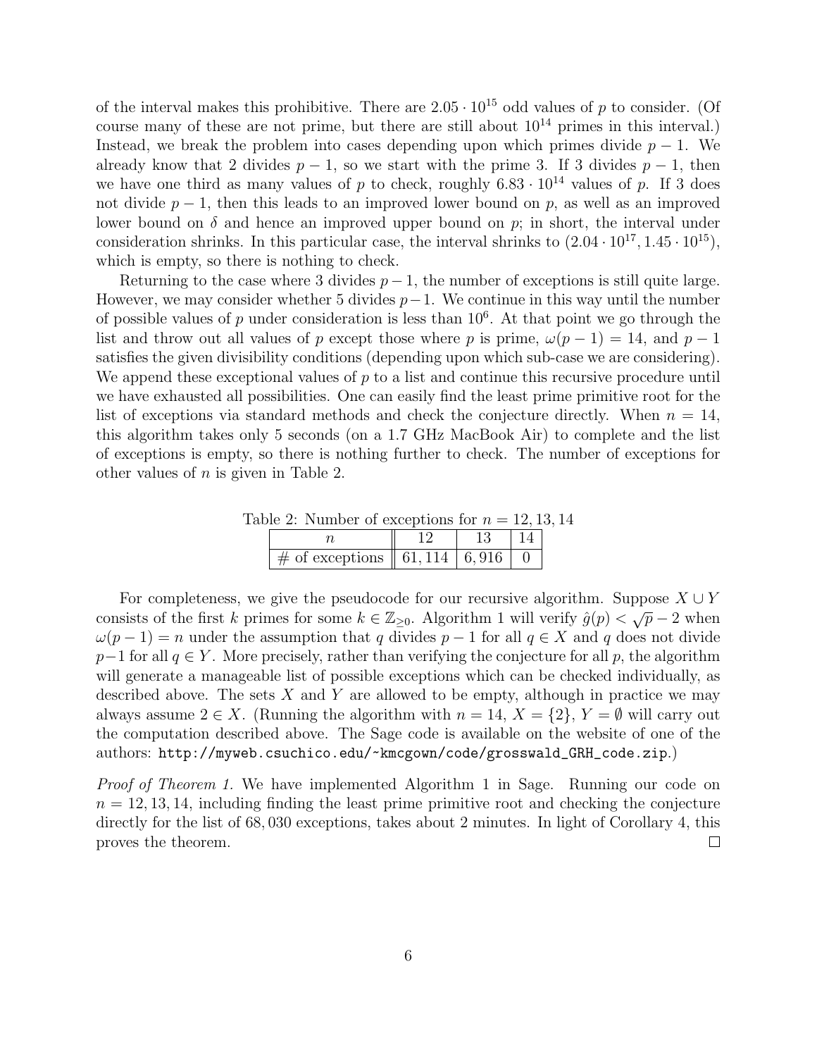of the interval makes this prohibitive. There are $2.05 \cdot 10^{15}$ odd values of $p$ to consider. (Of course many of these are not prime, but there are still about $10^{14}$ primes in this interval.) Instead, we break the problem into cases depending upon which primes divide $p-1$. We already know that 2 divides $p-1$, so we start with the prime 3. If 3 divides $p-1$, then we have one third as many values of $p$ to check, roughly $6.83 \cdot 10^{14}$ values of $p$. If 3 does not divide $p-1$, then this leads to an improved lower bound on $p$, as well as an improved lower bound on $\delta$ and hence an improved upper bound on $p$; in short, the interval under consideration shrinks. In this particular case, the interval shrinks to $(2.04 \cdot 10^{17}, 1.45 \cdot 10^{15})$, which is empty, so there is nothing to check.

Returning to the case where 3 divides $p-1$, the number of exceptions is still quite large. However, we may consider whether 5 divides $p-1$. We continue in this way until the number of possible values of $p$ under consideration is less than $10^6$. At that point we go through the list and throw out all values of $p$ except those where $p$ is prime, $\omega(p-1) = 14$, and $p-1$ satisfies the given divisibility conditions (depending upon which sub-case we are considering). We append these exceptional values of $p$ to a list and continue this recursive procedure until we have exhausted all possibilities. One can easily find the least prime primitive root for the list of exceptions via standard methods and check the conjecture directly. When $n = 14$, this algorithm takes only 5 seconds (on a 1.7 GHz MacBook Air) to complete and the list of exceptions is empty, so there is nothing further to check. The number of exceptions for other values of $n$ is given in Table 2.

Table 2: Number of exceptions for $n = 12, 13, 14$

| $n$ | 12 | 13 | 14 |
|---|---|---|---|
| # of exceptions | 61,114 | 6,916 | 0 |

For completeness, we give the pseudocode for our recursive algorithm. Suppose $X \cup Y$ consists of the first $k$ primes for some $k \in \mathbb{Z}_{\geq 0}$. Algorithm 1 will verify $\hat{g}(p) < \sqrt{p} - 2$ when $\omega(p-1) = n$ under the assumption that $q$ divides $p-1$ for all $q \in X$ and $q$ does not divide $p-1$ for all $q \in Y$. More precisely, rather than verifying the conjecture for all $p$, the algorithm will generate a manageable list of possible exceptions which can be checked individually, as described above. The sets $X$ and $Y$ are allowed to be empty, although in practice we may always assume $2 \in X$. (Running the algorithm with $n = 14$, $X = \{2\}$, $Y = \emptyset$ will carry out the computation described above. The Sage code is available on the website of one of the authors: `http://myweb.csuchico.edu/~kmcgown/code/grosswald_GRH_code.zip`.)

*Proof of Theorem 1.* We have implemented Algorithm 1 in Sage. Running our code on $n = 12, 13, 14$, including finding the least prime primitive root and checking the conjecture directly for the list of 68,030 exceptions, takes about 2 minutes. In light of Corollary 4, this proves the theorem. $\square$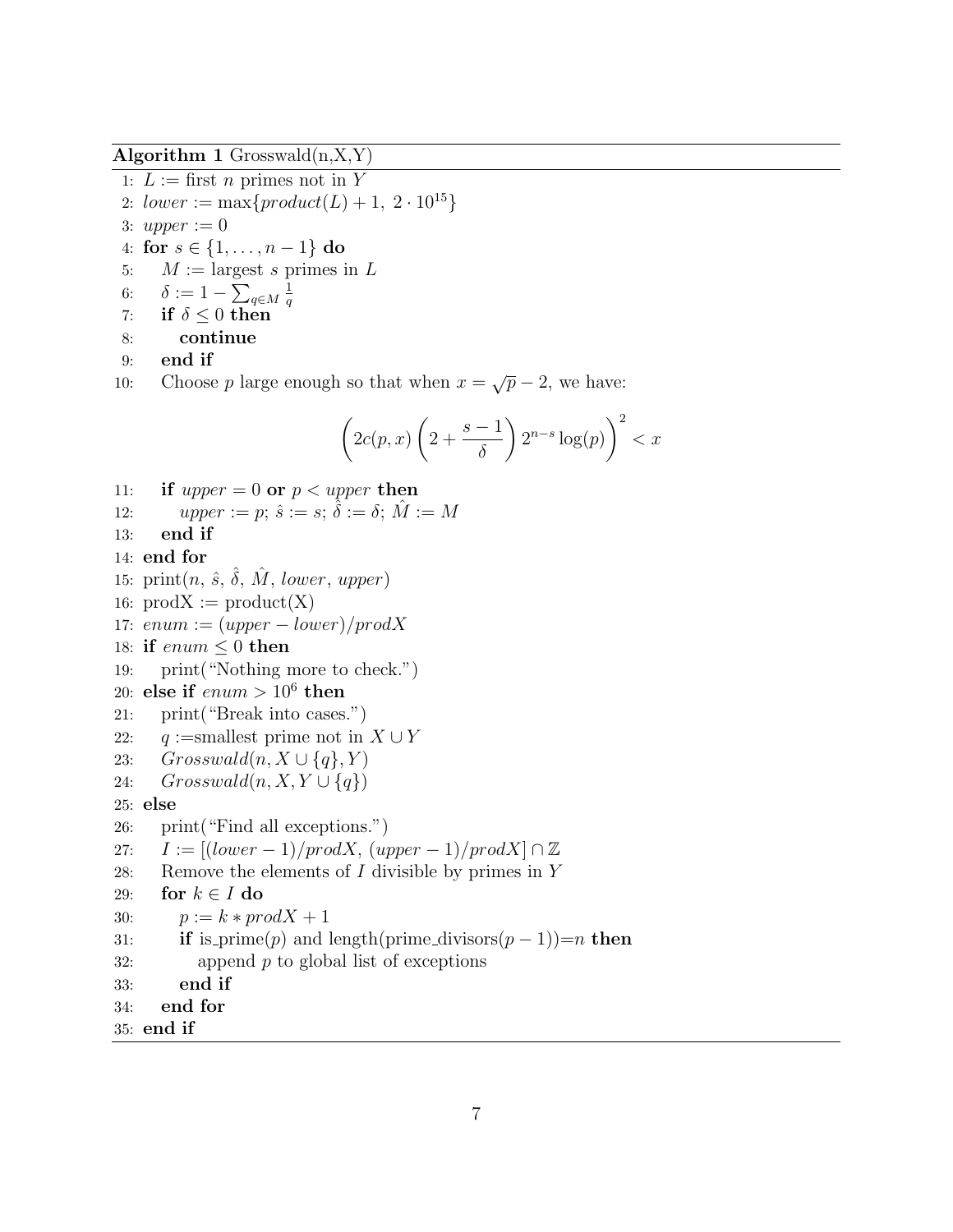**Algorithm 1** Grosswald(n,X,Y)

```
1: L := first n primes not in Y
2: lower := max{product(L) + 1, 2 · 10^15}
3: upper := 0
4: for s ∈ {1, ..., n − 1} do
5:    M := largest s primes in L
6:    δ := 1 − Σ_{q∈M} 1/q
7:    if δ ≤ 0 then
8:       continue
9:    end if
10:   Choose p large enough so that when x = √p − 2, we have:
          (2c(p, x) (2 + (s − 1)/δ) 2^(n−s) log(p))^2 < x
11:   if upper = 0 or p < upper then
12:      upper := p; ŝ := s; δ̂ := δ; M̂ := M
13:   end if
14: end for
15: print(n, ŝ, δ̂, M̂, lower, upper)
16: prodX := product(X)
17: enum := (upper − lower)/prodX
18: if enum ≤ 0 then
19:    print("Nothing more to check.")
20: else if enum > 10^6 then
21:    print("Break into cases.")
22:    q := smallest prime not in X ∪ Y
23:    Grosswald(n, X ∪ {q}, Y)
24:    Grosswald(n, X, Y ∪ {q})
25: else
26:    print("Find all exceptions.")
27:    I := [(lower − 1)/prodX, (upper − 1)/prodX] ∩ ℤ
28:    Remove the elements of I divisible by primes in Y
29:    for k ∈ I do
30:       p := k * prodX + 1
31:       if is_prime(p) and length(prime_divisors(p − 1))=n then
32:          append p to global list of exceptions
33:       end if
34:    end for
35: end if
```

Where line 6 is $\delta := 1 - \sum_{q \in M} \frac{1}{q}$, line 10 is: Choose $p$ large enough so that when $x = \sqrt{p} - 2$, we have:

$$\left(2c(p,x)\left(2 + \frac{s-1}{\delta}\right)2^{n-s}\log(p)\right)^2 < x$$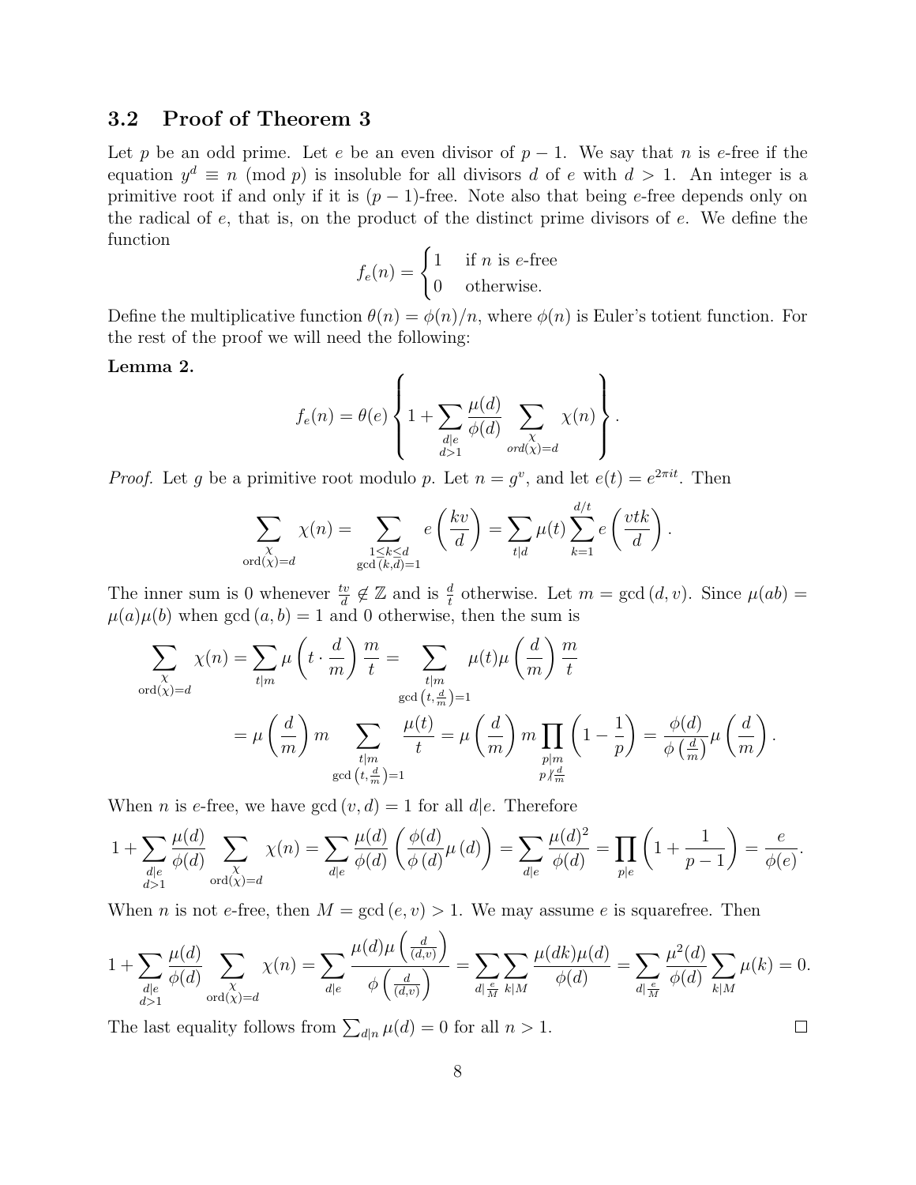## 3.2 Proof of Theorem 3

Let $p$ be an odd prime. Let $e$ be an even divisor of $p-1$. We say that $n$ is $e$-free if the equation $y^d \equiv n \pmod{p}$ is insoluble for all divisors $d$ of $e$ with $d > 1$. An integer is a primitive root if and only if it is $(p-1)$-free. Note also that being $e$-free depends only on the radical of $e$, that is, on the product of the distinct prime divisors of $e$. We define the function

$$f_e(n) = \begin{cases} 1 & \text{if } n \text{ is } e\text{-free} \\ 0 & \text{otherwise.} \end{cases}$$

Define the multiplicative function $\theta(n) = \phi(n)/n$, where $\phi(n)$ is Euler's totient function. For the rest of the proof we will need the following:

**Lemma 2.**

$$f_e(n) = \theta(e) \left\{ 1 + \sum_{\substack{d|e \\ d>1}} \frac{\mu(d)}{\phi(d)} \sum_{\substack{\chi \\ ord(\chi)=d}} \chi(n) \right\}.$$

*Proof.* Let $g$ be a primitive root modulo $p$. Let $n = g^v$, and let $e(t) = e^{2\pi i t}$. Then

$$\sum_{\substack{\chi \\ \mathrm{ord}(\chi)=d}} \chi(n) = \sum_{\substack{1 \le k \le d \\ \gcd(k,d)=1}} e\left(\frac{kv}{d}\right) = \sum_{t|d} \mu(t) \sum_{k=1}^{d/t} e\left(\frac{vtk}{d}\right).$$

The inner sum is 0 whenever $\frac{tv}{d} \notin \mathbb{Z}$ and is $\frac{d}{t}$ otherwise. Let $m = \gcd(d, v)$. Since $\mu(ab) = \mu(a)\mu(b)$ when $\gcd(a,b) = 1$ and 0 otherwise, then the sum is

$$\begin{aligned}
\sum_{\substack{\chi \\ \mathrm{ord}(\chi)=d}} \chi(n) &= \sum_{t|m} \mu\left(t \cdot \frac{d}{m}\right) \frac{m}{t} = \sum_{\substack{t|m \\ \gcd\left(t, \frac{d}{m}\right)=1}} \mu(t) \mu\left(\frac{d}{m}\right) \frac{m}{t} \\
&= \mu\left(\frac{d}{m}\right) m \sum_{\substack{t|m \\ \gcd\left(t, \frac{d}{m}\right)=1}} \frac{\mu(t)}{t} = \mu\left(\frac{d}{m}\right) m \prod_{\substack{p|m \\ p \nmid \frac{d}{m}}} \left(1 - \frac{1}{p}\right) = \frac{\phi(d)}{\phi\left(\frac{d}{m}\right)} \mu\left(\frac{d}{m}\right).
\end{aligned}$$

When $n$ is $e$-free, we have $\gcd(v, d) = 1$ for all $d|e$. Therefore

$$1 + \sum_{\substack{d|e \\ d>1}} \frac{\mu(d)}{\phi(d)} \sum_{\substack{\chi \\ \mathrm{ord}(\chi)=d}} \chi(n) = \sum_{d|e} \frac{\mu(d)}{\phi(d)} \left( \frac{\phi(d)}{\phi(d)} \mu(d) \right) = \sum_{d|e} \frac{\mu(d)^2}{\phi(d)} = \prod_{p|e} \left(1 + \frac{1}{p-1}\right) = \frac{e}{\phi(e)}.$$

When $n$ is not $e$-free, then $M = \gcd(e, v) > 1$. We may assume $e$ is squarefree. Then

$$1 + \sum_{\substack{d|e \\ d>1}} \frac{\mu(d)}{\phi(d)} \sum_{\substack{\chi \\ \mathrm{ord}(\chi)=d}} \chi(n) = \sum_{d|e} \frac{\mu(d)\mu\left(\frac{d}{(d,v)}\right)}{\phi\left(\frac{d}{(d,v)}\right)} = \sum_{d|\frac{e}{M}} \sum_{k|M} \frac{\mu(dk)\mu(d)}{\phi(d)} = \sum_{d|\frac{e}{M}} \frac{\mu^2(d)}{\phi(d)} \sum_{k|M} \mu(k) = 0.$$

The last equality follows from $\sum_{d|n} \mu(d) = 0$ for all $n > 1$. $\square$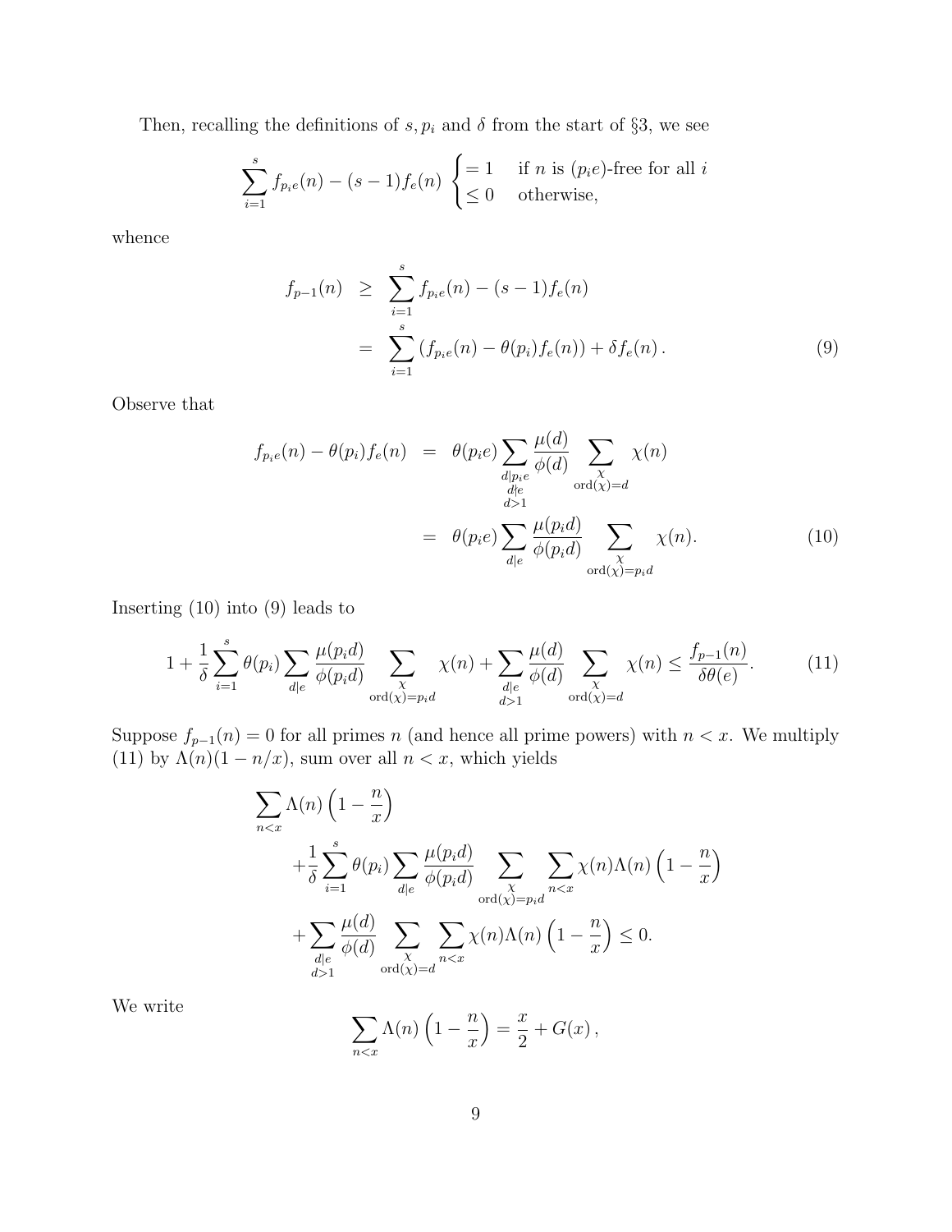Then, recalling the definitions of $s, p_i$ and $\delta$ from the start of §3, we see

$$\sum_{i=1}^{s} f_{p_i e}(n) - (s-1) f_e(n) \begin{cases} = 1 & \text{if } n \text{ is } (p_i e)\text{-free for all } i \\ \leq 0 & \text{otherwise,} \end{cases}$$

whence

$$\begin{aligned} f_{p-1}(n) &\geq \sum_{i=1}^{s} f_{p_i e}(n) - (s-1) f_e(n) \\ &= \sum_{i=1}^{s} \left( f_{p_i e}(n) - \theta(p_i) f_e(n) \right) + \delta f_e(n) \,. \end{aligned} \tag{9}$$

Observe that

$$\begin{aligned} f_{p_i e}(n) - \theta(p_i) f_e(n) &= \theta(p_i e) \sum_{\substack{d \mid p_i e \\ d \nmid e \\ d > 1}} \frac{\mu(d)}{\phi(d)} \sum_{\substack{\chi \\ \operatorname{ord}(\chi) = d}} \chi(n) \\ &= \theta(p_i e) \sum_{d \mid e} \frac{\mu(p_i d)}{\phi(p_i d)} \sum_{\substack{\chi \\ \operatorname{ord}(\chi) = p_i d}} \chi(n). \end{aligned} \tag{10}$$

Inserting (10) into (9) leads to

$$1 + \frac{1}{\delta} \sum_{i=1}^{s} \theta(p_i) \sum_{d \mid e} \frac{\mu(p_i d)}{\phi(p_i d)} \sum_{\substack{\chi \\ \operatorname{ord}(\chi) = p_i d}} \chi(n) + \sum_{\substack{d \mid e \\ d > 1}} \frac{\mu(d)}{\phi(d)} \sum_{\substack{\chi \\ \operatorname{ord}(\chi) = d}} \chi(n) \leq \frac{f_{p-1}(n)}{\delta \theta(e)}. \tag{11}$$

Suppose $f_{p-1}(n) = 0$ for all primes $n$ (and hence all prime powers) with $n < x$. We multiply (11) by $\Lambda(n)(1 - n/x)$, sum over all $n < x$, which yields

$$\begin{aligned} &\sum_{n < x} \Lambda(n) \left(1 - \frac{n}{x}\right) \\ &\qquad + \frac{1}{\delta} \sum_{i=1}^{s} \theta(p_i) \sum_{d \mid e} \frac{\mu(p_i d)}{\phi(p_i d)} \sum_{\substack{\chi \\ \operatorname{ord}(\chi) = p_i d}} \sum_{n < x} \chi(n) \Lambda(n) \left(1 - \frac{n}{x}\right) \\ &\qquad + \sum_{\substack{d \mid e \\ d > 1}} \frac{\mu(d)}{\phi(d)} \sum_{\substack{\chi \\ \operatorname{ord}(\chi) = d}} \sum_{n < x} \chi(n) \Lambda(n) \left(1 - \frac{n}{x}\right) \leq 0. \end{aligned}$$

We write

$$\sum_{n < x} \Lambda(n) \left(1 - \frac{n}{x}\right) = \frac{x}{2} + G(x) \,,$$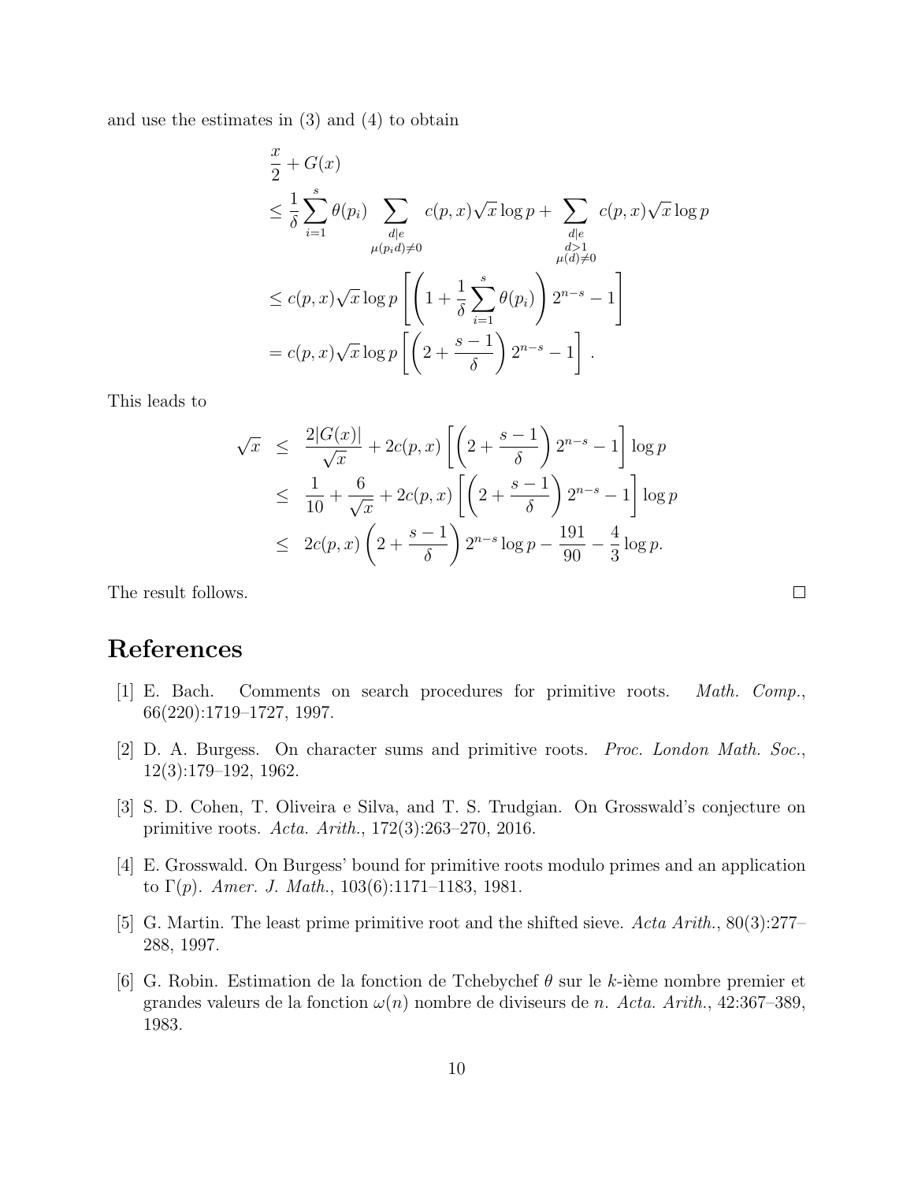and use the estimates in (3) and (4) to obtain

$$
\begin{aligned}
&\frac{x}{2} + G(x) \\
&\leq \frac{1}{\delta} \sum_{i=1}^{s} \theta(p_i) \sum_{\substack{d \mid e \\ \mu(p_i d) \neq 0}} c(p,x)\sqrt{x}\log p + \sum_{\substack{d \mid e \\ d>1 \\ \mu(d) \neq 0}} c(p,x)\sqrt{x}\log p \\
&\leq c(p,x)\sqrt{x}\log p \left[ \left( 1 + \frac{1}{\delta} \sum_{i=1}^{s} \theta(p_i) \right) 2^{n-s} - 1 \right] \\
&= c(p,x)\sqrt{x}\log p \left[ \left( 2 + \frac{s-1}{\delta} \right) 2^{n-s} - 1 \right].
\end{aligned}
$$

This leads to

$$
\begin{aligned}
\sqrt{x} &\leq \frac{2|G(x)|}{\sqrt{x}} + 2c(p,x) \left[ \left( 2 + \frac{s-1}{\delta} \right) 2^{n-s} - 1 \right] \log p \\
&\leq \frac{1}{10} + \frac{6}{\sqrt{x}} + 2c(p,x) \left[ \left( 2 + \frac{s-1}{\delta} \right) 2^{n-s} - 1 \right] \log p \\
&\leq 2c(p,x) \left( 2 + \frac{s-1}{\delta} \right) 2^{n-s} \log p - \frac{191}{90} - \frac{4}{3} \log p.
\end{aligned}
$$

The result follows. □

# References

[1] E. Bach. Comments on search procedures for primitive roots. *Math. Comp.*, 66(220):1719–1727, 1997.

[2] D. A. Burgess. On character sums and primitive roots. *Proc. London Math. Soc.*, 12(3):179–192, 1962.

[3] S. D. Cohen, T. Oliveira e Silva, and T. S. Trudgian. On Grosswald's conjecture on primitive roots. *Acta. Arith.*, 172(3):263–270, 2016.

[4] E. Grosswald. On Burgess' bound for primitive roots modulo primes and an application to $\Gamma(p)$. *Amer. J. Math.*, 103(6):1171–1183, 1981.

[5] G. Martin. The least prime primitive root and the shifted sieve. *Acta Arith.*, 80(3):277–288, 1997.

[6] G. Robin. Estimation de la fonction de Tchebychef $\theta$ sur le $k$-ième nombre premier et grandes valeurs de la fonction $\omega(n)$ nombre de diviseurs de $n$. *Acta. Arith.*, 42:367–389, 1983.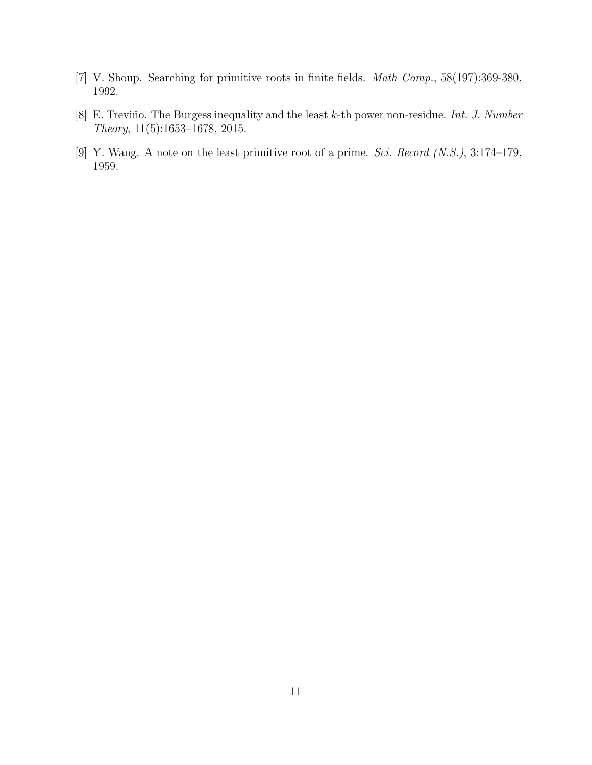[7] V. Shoup. Searching for primitive roots in finite fields. *Math Comp.*, 58(197):369-380, 1992.

[8] E. Treviño. The Burgess inequality and the least $k$-th power non-residue. *Int. J. Number Theory*, 11(5):1653–1678, 2015.

[9] Y. Wang. A note on the least primitive root of a prime. *Sci. Record (N.S.)*, 3:174–179, 1959.